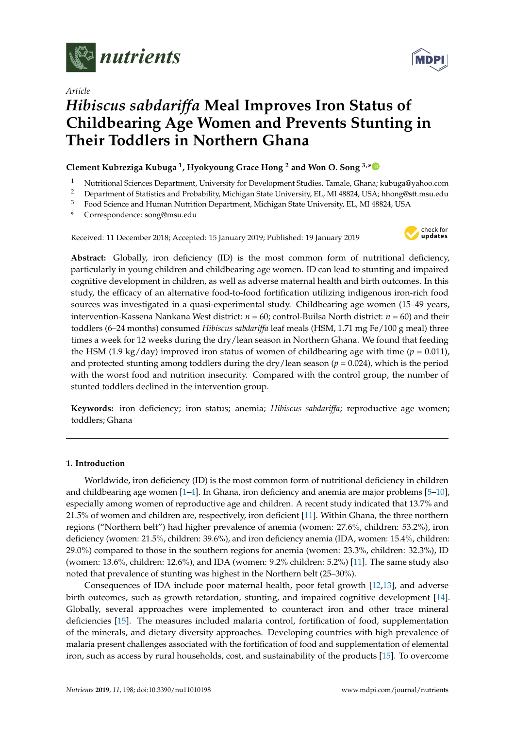*Article*

# *Hibiscus sabdariffa* Meal Improves Iron Status of Childbearing Age Women and Prevents Stunting in Their Toddlers in Northern Ghana

**Clement Kubreziga Kubuga [1], Hyokyoung Grace Hong [2] and Won O. Song [3,*]**

[1] Nutritional Sciences Department, University for Development Studies, Tamale, Ghana; kubuga@yahoo.com
[2] Department of Statistics and Probability, Michigan State University, EL, MI 48824, USA; hhong@stt.msu.edu
[3] Food Science and Human Nutrition Department, Michigan State University, EL, MI 48824, USA
[*] Correspondence: song@msu.edu

Received: 11 December 2018; Accepted: 15 January 2019; Published: 19 January 2019

**Abstract:** Globally, iron deficiency (ID) is the most common form of nutritional deficiency, particularly in young children and childbearing age women. ID can lead to stunting and impaired cognitive development in children, as well as adverse maternal health and birth outcomes. In this study, the efficacy of an alternative food-to-food fortification utilizing indigenous iron-rich food sources was investigated in a quasi-experimental study. Childbearing age women (15–49 years, intervention-Kassena Nankana West district: $n = 60$; control-Builsa North district: $n = 60$) and their toddlers (6–24 months) consumed *Hibiscus sabdariffa* leaf meals (HSM, 1.71 mg Fe/100 g meal) three times a week for 12 weeks during the dry/lean season in Northern Ghana. We found that feeding the HSM (1.9 kg/day) improved iron status of women of childbearing age with time ($p = 0.011$), and protected stunting among toddlers during the dry/lean season ($p = 0.024$), which is the period with the worst food and nutrition insecurity. Compared with the control group, the number of stunted toddlers declined in the intervention group.

**Keywords:** iron deficiency; iron status; anemia; *Hibiscus sabdariffa*; reproductive age women; toddlers; Ghana

## 1. Introduction

Worldwide, iron deficiency (ID) is the most common form of nutritional deficiency in children and childbearing age women [1–4]. In Ghana, iron deficiency and anemia are major problems [5–10], especially among women of reproductive age and children. A recent study indicated that 13.7% and 21.5% of women and children are, respectively, iron deficient [11]. Within Ghana, the three northern regions ("Northern belt") had higher prevalence of anemia (women: 27.6%, children: 53.2%), iron deficiency (women: 21.5%, children: 39.6%), and iron deficiency anemia (IDA, women: 15.4%, children: 29.0%) compared to those in the southern regions for anemia (women: 23.3%, children: 32.3%), ID (women: 13.6%, children: 12.6%), and IDA (women: 9.2% children: 5.2%) [11]. The same study also noted that prevalence of stunting was highest in the Northern belt (25–30%).

Consequences of IDA include poor maternal health, poor fetal growth [12,13], and adverse birth outcomes, such as growth retardation, stunting, and impaired cognitive development [14]. Globally, several approaches were implemented to counteract iron and other trace mineral deficiencies [15]. The measures included malaria control, fortification of food, supplementation of the minerals, and dietary diversity approaches. Developing countries with high prevalence of malaria present challenges associated with the fortification of food and supplementation of elemental iron, such as access by rural households, cost, and sustainability of the products [15]. To overcome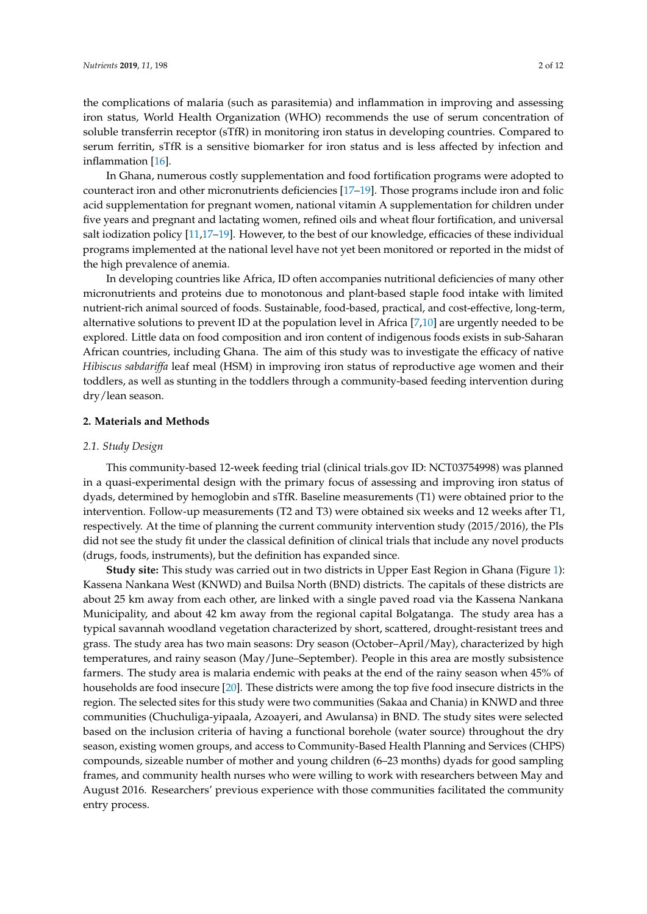the complications of malaria (such as parasitemia) and inflammation in improving and assessing iron status, World Health Organization (WHO) recommends the use of serum concentration of soluble transferrin receptor (sTfR) in monitoring iron status in developing countries. Compared to serum ferritin, sTfR is a sensitive biomarker for iron status and is less affected by infection and inflammation [16].

In Ghana, numerous costly supplementation and food fortification programs were adopted to counteract iron and other micronutrients deficiencies [17–19]. Those programs include iron and folic acid supplementation for pregnant women, national vitamin A supplementation for children under five years and pregnant and lactating women, refined oils and wheat flour fortification, and universal salt iodization policy [11,17–19]. However, to the best of our knowledge, efficacies of these individual programs implemented at the national level have not yet been monitored or reported in the midst of the high prevalence of anemia.

In developing countries like Africa, ID often accompanies nutritional deficiencies of many other micronutrients and proteins due to monotonous and plant-based staple food intake with limited nutrient-rich animal sourced of foods. Sustainable, food-based, practical, and cost-effective, long-term, alternative solutions to prevent ID at the population level in Africa [7,10] are urgently needed to be explored. Little data on food composition and iron content of indigenous foods exists in sub-Saharan African countries, including Ghana. The aim of this study was to investigate the efficacy of native *Hibiscus sabdariffa* leaf meal (HSM) in improving iron status of reproductive age women and their toddlers, as well as stunting in the toddlers through a community-based feeding intervention during dry/lean season.

## 2. Materials and Methods

### 2.1. Study Design

This community-based 12-week feeding trial (clinical trials.gov ID: NCT03754998) was planned in a quasi-experimental design with the primary focus of assessing and improving iron status of dyads, determined by hemoglobin and sTfR. Baseline measurements (T1) were obtained prior to the intervention. Follow-up measurements (T2 and T3) were obtained six weeks and 12 weeks after T1, respectively. At the time of planning the current community intervention study (2015/2016), the PIs did not see the study fit under the classical definition of clinical trials that include any novel products (drugs, foods, instruments), but the definition has expanded since.

**Study site:** This study was carried out in two districts in Upper East Region in Ghana (Figure 1): Kassena Nankana West (KNWD) and Builsa North (BND) districts. The capitals of these districts are about 25 km away from each other, are linked with a single paved road via the Kassena Nankana Municipality, and about 42 km away from the regional capital Bolgatanga. The study area has a typical savannah woodland vegetation characterized by short, scattered, drought-resistant trees and grass. The study area has two main seasons: Dry season (October–April/May), characterized by high temperatures, and rainy season (May/June–September). People in this area are mostly subsistence farmers. The study area is malaria endemic with peaks at the end of the rainy season when 45% of households are food insecure [20]. These districts were among the top five food insecure districts in the region. The selected sites for this study were two communities (Sakaa and Chania) in KNWD and three communities (Chuchuliga-yipaala, Azoayeri, and Awulansa) in BND. The study sites were selected based on the inclusion criteria of having a functional borehole (water source) throughout the dry season, existing women groups, and access to Community-Based Health Planning and Services (CHPS) compounds, sizeable number of mother and young children (6–23 months) dyads for good sampling frames, and community health nurses who were willing to work with researchers between May and August 2016. Researchers' previous experience with those communities facilitated the community entry process.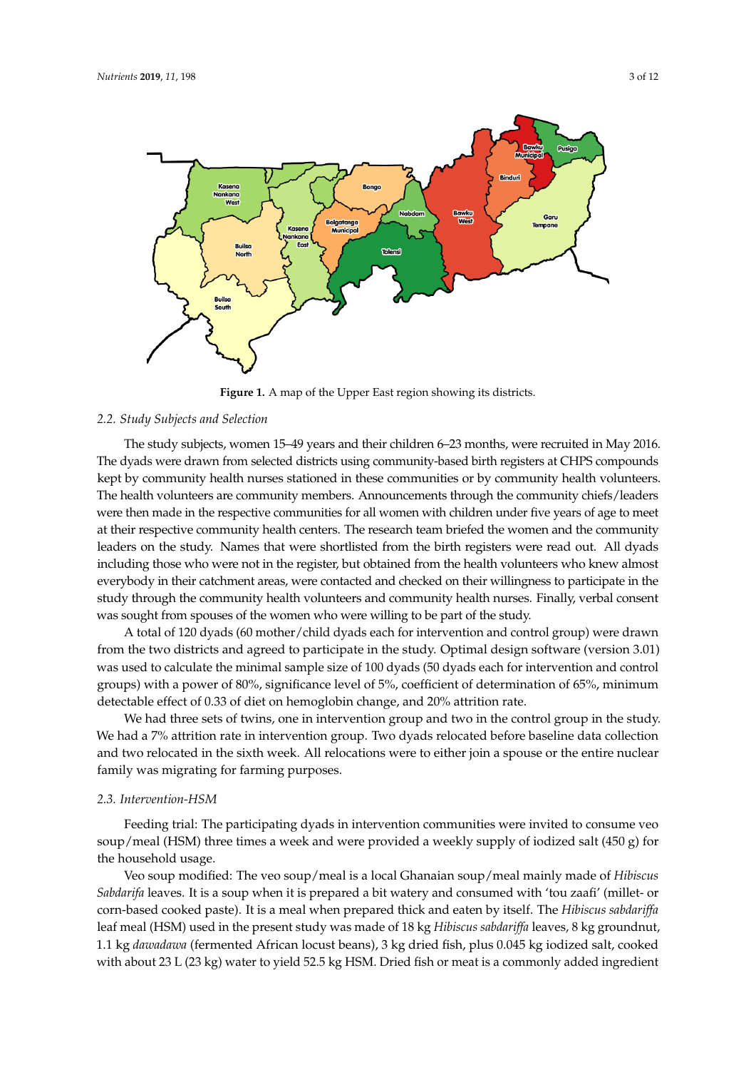Figure 1. A map of the Upper East region showing its districts.

### 2.2. Study Subjects and Selection

The study subjects, women 15–49 years and their children 6–23 months, were recruited in May 2016. The dyads were drawn from selected districts using community-based birth registers at CHPS compounds kept by community health nurses stationed in these communities or by community health volunteers. The health volunteers are community members. Announcements through the community chiefs/leaders were then made in the respective communities for all women with children under five years of age to meet at their respective community health centers. The research team briefed the women and the community leaders on the study. Names that were shortlisted from the birth registers were read out. All dyads including those who were not in the register, but obtained from the health volunteers who knew almost everybody in their catchment areas, were contacted and checked on their willingness to participate in the study through the community health volunteers and community health nurses. Finally, verbal consent was sought from spouses of the women who were willing to be part of the study.

A total of 120 dyads (60 mother/child dyads each for intervention and control group) were drawn from the two districts and agreed to participate in the study. Optimal design software (version 3.01) was used to calculate the minimal sample size of 100 dyads (50 dyads each for intervention and control groups) with a power of 80%, significance level of 5%, coefficient of determination of 65%, minimum detectable effect of 0.33 of diet on hemoglobin change, and 20% attrition rate.

We had three sets of twins, one in intervention group and two in the control group in the study. We had a 7% attrition rate in intervention group. Two dyads relocated before baseline data collection and two relocated in the sixth week. All relocations were to either join a spouse or the entire nuclear family was migrating for farming purposes.

### 2.3. Intervention-HSM

Feeding trial: The participating dyads in intervention communities were invited to consume veo soup/meal (HSM) three times a week and were provided a weekly supply of iodized salt (450 g) for the household usage.

Veo soup modified: The veo soup/meal is a local Ghanaian soup/meal mainly made of *Hibiscus Sabdarifa* leaves. It is a soup when it is prepared a bit watery and consumed with 'tou zaafi' (millet- or corn-based cooked paste). It is a meal when prepared thick and eaten by itself. The *Hibiscus sabdariffa* leaf meal (HSM) used in the present study was made of 18 kg *Hibiscus sabdariffa* leaves, 8 kg groundnut, 1.1 kg *dawadawa* (fermented African locust beans), 3 kg dried fish, plus 0.045 kg iodized salt, cooked with about 23 L (23 kg) water to yield 52.5 kg HSM. Dried fish or meat is a commonly added ingredient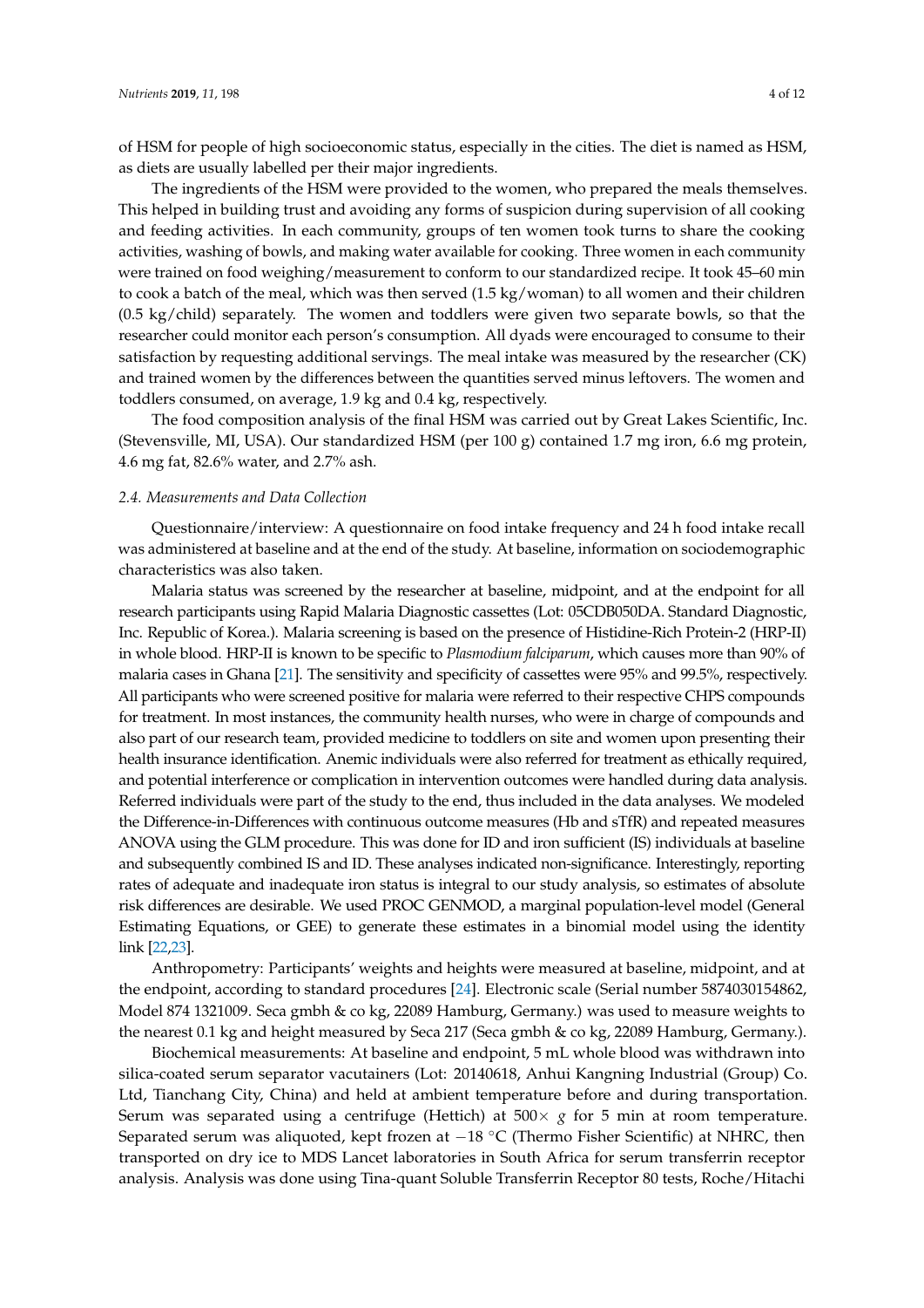of HSM for people of high socioeconomic status, especially in the cities. The diet is named as HSM, as diets are usually labelled per their major ingredients.

The ingredients of the HSM were provided to the women, who prepared the meals themselves. This helped in building trust and avoiding any forms of suspicion during supervision of all cooking and feeding activities. In each community, groups of ten women took turns to share the cooking activities, washing of bowls, and making water available for cooking. Three women in each community were trained on food weighing/measurement to conform to our standardized recipe. It took 45–60 min to cook a batch of the meal, which was then served (1.5 kg/woman) to all women and their children (0.5 kg/child) separately. The women and toddlers were given two separate bowls, so that the researcher could monitor each person's consumption. All dyads were encouraged to consume to their satisfaction by requesting additional servings. The meal intake was measured by the researcher (CK) and trained women by the differences between the quantities served minus leftovers. The women and toddlers consumed, on average, 1.9 kg and 0.4 kg, respectively.

The food composition analysis of the final HSM was carried out by Great Lakes Scientific, Inc. (Stevensville, MI, USA). Our standardized HSM (per 100 g) contained 1.7 mg iron, 6.6 mg protein, 4.6 mg fat, 82.6% water, and 2.7% ash.

### *2.4. Measurements and Data Collection*

Questionnaire/interview: A questionnaire on food intake frequency and 24 h food intake recall was administered at baseline and at the end of the study. At baseline, information on sociodemographic characteristics was also taken.

Malaria status was screened by the researcher at baseline, midpoint, and at the endpoint for all research participants using Rapid Malaria Diagnostic cassettes (Lot: 05CDB050DA. Standard Diagnostic, Inc. Republic of Korea.). Malaria screening is based on the presence of Histidine-Rich Protein-2 (HRP-II) in whole blood. HRP-II is known to be specific to *Plasmodium falciparum*, which causes more than 90% of malaria cases in Ghana [21]. The sensitivity and specificity of cassettes were 95% and 99.5%, respectively. All participants who were screened positive for malaria were referred to their respective CHPS compounds for treatment. In most instances, the community health nurses, who were in charge of compounds and also part of our research team, provided medicine to toddlers on site and women upon presenting their health insurance identification. Anemic individuals were also referred for treatment as ethically required, and potential interference or complication in intervention outcomes were handled during data analysis. Referred individuals were part of the study to the end, thus included in the data analyses. We modeled the Difference-in-Differences with continuous outcome measures (Hb and sTfR) and repeated measures ANOVA using the GLM procedure. This was done for ID and iron sufficient (IS) individuals at baseline and subsequently combined IS and ID. These analyses indicated non-significance. Interestingly, reporting rates of adequate and inadequate iron status is integral to our study analysis, so estimates of absolute risk differences are desirable. We used PROC GENMOD, a marginal population-level model (General Estimating Equations, or GEE) to generate these estimates in a binomial model using the identity link [22,23].

Anthropometry: Participants' weights and heights were measured at baseline, midpoint, and at the endpoint, according to standard procedures [24]. Electronic scale (Serial number 5874030154862, Model 874 1321009. Seca gmbh & co kg, 22089 Hamburg, Germany.) was used to measure weights to the nearest 0.1 kg and height measured by Seca 217 (Seca gmbh & co kg, 22089 Hamburg, Germany.).

Biochemical measurements: At baseline and endpoint, 5 mL whole blood was withdrawn into silica-coated serum separator vacutainers (Lot: 20140618, Anhui Kangning Industrial (Group) Co. Ltd, Tianchang City, China) and held at ambient temperature before and during transportation. Serum was separated using a centrifuge (Hettich) at $500\times g$ for 5 min at room temperature. Separated serum was aliquoted, kept frozen at $-18$ °C (Thermo Fisher Scientific) at NHRC, then transported on dry ice to MDS Lancet laboratories in South Africa for serum transferrin receptor analysis. Analysis was done using Tina-quant Soluble Transferrin Receptor 80 tests, Roche/Hitachi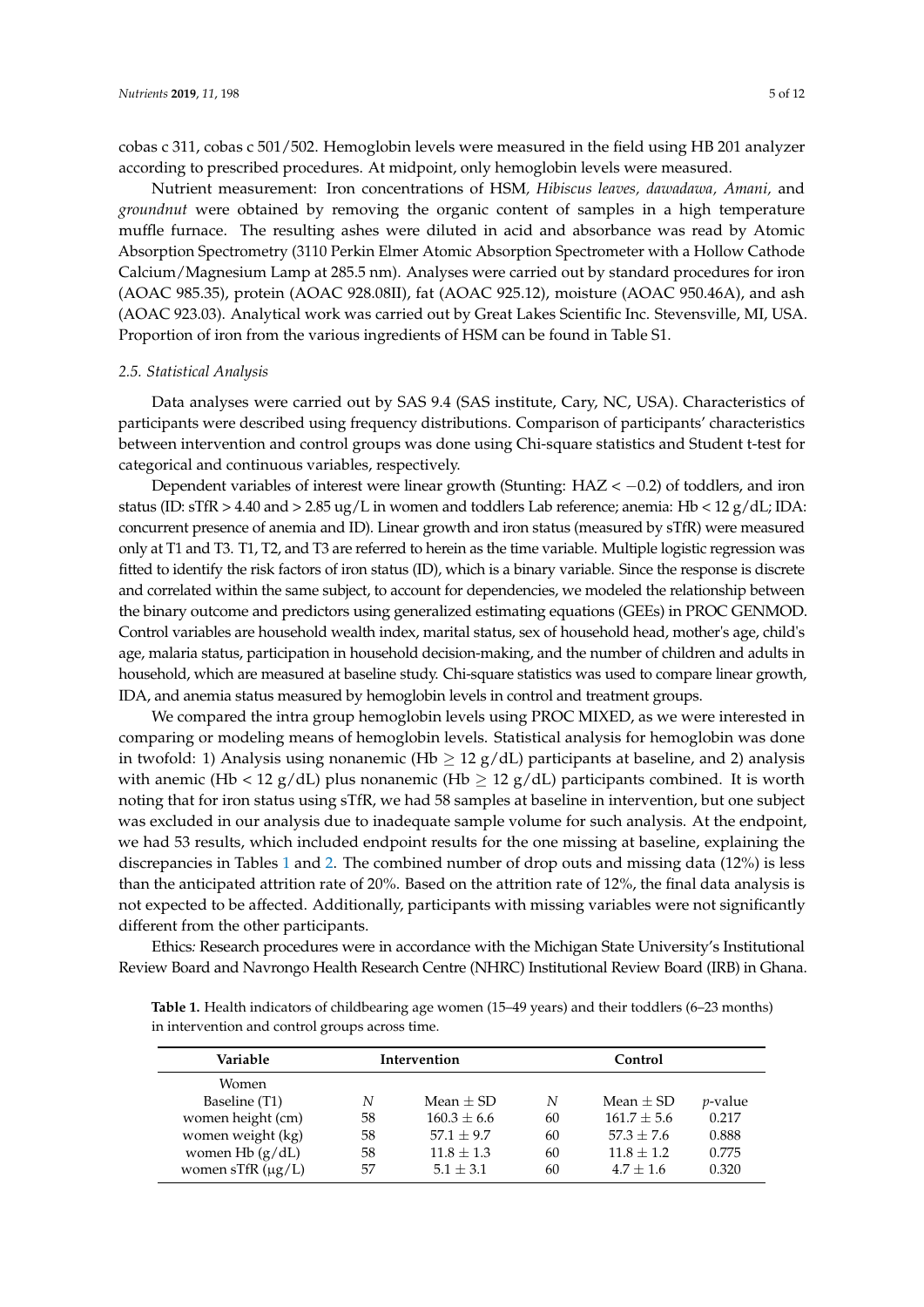cobas c 311, cobas c 501/502. Hemoglobin levels were measured in the field using HB 201 analyzer according to prescribed procedures. At midpoint, only hemoglobin levels were measured.

Nutrient measurement: Iron concentrations of HSM, *Hibiscus leaves, dawadawa, Amani,* and *groundnut* were obtained by removing the organic content of samples in a high temperature muffle furnace. The resulting ashes were diluted in acid and absorbance was read by Atomic Absorption Spectrometry (3110 Perkin Elmer Atomic Absorption Spectrometer with a Hollow Cathode Calcium/Magnesium Lamp at 285.5 nm). Analyses were carried out by standard procedures for iron (AOAC 985.35), protein (AOAC 928.08II), fat (AOAC 925.12), moisture (AOAC 950.46A), and ash (AOAC 923.03). Analytical work was carried out by Great Lakes Scientific Inc. Stevensville, MI, USA. Proportion of iron from the various ingredients of HSM can be found in Table S1.

### 2.5. Statistical Analysis

Data analyses were carried out by SAS 9.4 (SAS institute, Cary, NC, USA). Characteristics of participants were described using frequency distributions. Comparison of participants' characteristics between intervention and control groups was done using Chi-square statistics and Student t-test for categorical and continuous variables, respectively.

Dependent variables of interest were linear growth (Stunting: HAZ < −0.2) of toddlers, and iron status (ID: sTfR > 4.40 and > 2.85 ug/L in women and toddlers Lab reference; anemia: Hb < 12 g/dL; IDA: concurrent presence of anemia and ID). Linear growth and iron status (measured by sTfR) were measured only at T1 and T3. T1, T2, and T3 are referred to herein as the time variable. Multiple logistic regression was fitted to identify the risk factors of iron status (ID), which is a binary variable. Since the response is discrete and correlated within the same subject, to account for dependencies, we modeled the relationship between the binary outcome and predictors using generalized estimating equations (GEEs) in PROC GENMOD. Control variables are household wealth index, marital status, sex of household head, mother's age, child's age, malaria status, participation in household decision-making, and the number of children and adults in household, which are measured at baseline study. Chi-square statistics was used to compare linear growth, IDA, and anemia status measured by hemoglobin levels in control and treatment groups.

We compared the intra group hemoglobin levels using PROC MIXED, as we were interested in comparing or modeling means of hemoglobin levels. Statistical analysis for hemoglobin was done in twofold: 1) Analysis using nonanemic (Hb ≥ 12 g/dL) participants at baseline, and 2) analysis with anemic (Hb < 12 g/dL) plus nonanemic (Hb ≥ 12 g/dL) participants combined. It is worth noting that for iron status using sTfR, we had 58 samples at baseline in intervention, but one subject was excluded in our analysis due to inadequate sample volume for such analysis. At the endpoint, we had 53 results, which included endpoint results for the one missing at baseline, explaining the discrepancies in Tables 1 and 2. The combined number of drop outs and missing data (12%) is less than the anticipated attrition rate of 20%. Based on the attrition rate of 12%, the final data analysis is not expected to be affected. Additionally, participants with missing variables were not significantly different from the other participants.

Ethics*:* Research procedures were in accordance with the Michigan State University's Institutional Review Board and Navrongo Health Research Centre (NHRC) Institutional Review Board (IRB) in Ghana.

**Table 1.** Health indicators of childbearing age women (15–49 years) and their toddlers (6–23 months) in intervention and control groups across time.

| Variable | Intervention | | Control | | |
|---|---|---|---|---|---|
| Women | | | | | |
| Baseline (T1) | *N* | Mean ± SD | *N* | Mean ± SD | *p*-value |
| women height (cm) | 58 | 160.3 ± 6.6 | 60 | 161.7 ± 5.6 | 0.217 |
| women weight (kg) | 58 | 57.1 ± 9.7 | 60 | 57.3 ± 7.6 | 0.888 |
| women Hb (g/dL) | 58 | 11.8 ± 1.3 | 60 | 11.8 ± 1.2 | 0.775 |
| women sTfR (μg/L) | 57 | 5.1 ± 3.1 | 60 | 4.7 ± 1.6 | 0.320 |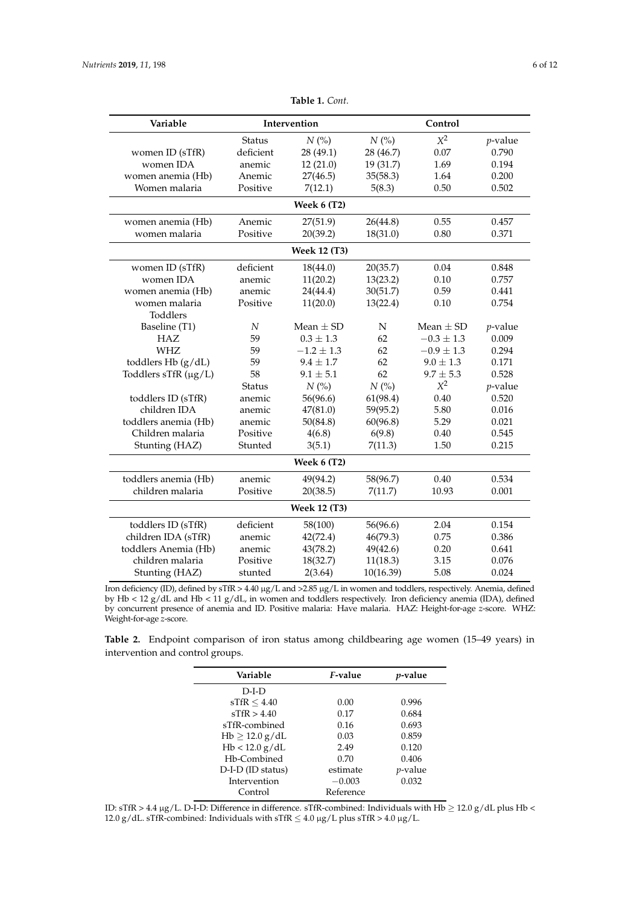**Table 1.** *Cont.*

| Variable | Intervention | | Control | | |
|---|---|---|---|---|---|
| | Status | *N* (%) | *N* (%) | $X^2$ | *p*-value |
| women ID (sTfR) | deficient | 28 (49.1) | 28 (46.7) | 0.07 | 0.790 |
| women IDA | anemic | 12 (21.0) | 19 (31.7) | 1.69 | 0.194 |
| women anemia (Hb) | Anemic | 27(46.5) | 35(58.3) | 1.64 | 0.200 |
| Women malaria | Positive | 7(12.1) | 5(8.3) | 0.50 | 0.502 |
| **Week 6 (T2)** | | | | | |
| women anemia (Hb) | Anemic | 27(51.9) | 26(44.8) | 0.55 | 0.457 |
| women malaria | Positive | 20(39.2) | 18(31.0) | 0.80 | 0.371 |
| **Week 12 (T3)** | | | | | |
| women ID (sTfR) | deficient | 18(44.0) | 20(35.7) | 0.04 | 0.848 |
| women IDA | anemic | 11(20.2) | 13(23.2) | 0.10 | 0.757 |
| women anemia (Hb) | anemic | 24(44.4) | 30(51.7) | 0.59 | 0.441 |
| women malaria | Positive | 11(20.0) | 13(22.4) | 0.10 | 0.754 |
| Toddlers | | | | | |
| Baseline (T1) | *N* | Mean ± SD | N | Mean ± SD | *p*-value |
| HAZ | 59 | 0.3 ± 1.3 | 62 | −0.3 ± 1.3 | 0.009 |
| WHZ | 59 | −1.2 ± 1.3 | 62 | −0.9 ± 1.3 | 0.294 |
| toddlers Hb (g/dL) | 59 | 9.4 ± 1.7 | 62 | 9.0 ± 1.3 | 0.171 |
| Toddlers sTfR (μg/L) | 58 | 9.1 ± 5.1 | 62 | 9.7 ± 5.3 | 0.528 |
| | Status | *N* (%) | *N* (%) | $X^2$ | *p*-value |
| toddlers ID (sTfR) | anemic | 56(96.6) | 61(98.4) | 0.40 | 0.520 |
| children IDA | anemic | 47(81.0) | 59(95.2) | 5.80 | 0.016 |
| toddlers anemia (Hb) | anemic | 50(84.8) | 60(96.8) | 5.29 | 0.021 |
| Children malaria | Positive | 4(6.8) | 6(9.8) | 0.40 | 0.545 |
| Stunting (HAZ) | Stunted | 3(5.1) | 7(11.3) | 1.50 | 0.215 |
| **Week 6 (T2)** | | | | | |
| toddlers anemia (Hb) | anemic | 49(94.2) | 58(96.7) | 0.40 | 0.534 |
| children malaria | Positive | 20(38.5) | 7(11.7) | 10.93 | 0.001 |
| **Week 12 (T3)** | | | | | |
| toddlers ID (sTfR) | deficient | 58(100) | 56(96.6) | 2.04 | 0.154 |
| children IDA (sTfR) | anemic | 42(72.4) | 46(79.3) | 0.75 | 0.386 |
| toddlers Anemia (Hb) | anemic | 43(78.2) | 49(42.6) | 0.20 | 0.641 |
| children malaria | Positive | 18(32.7) | 11(18.3) | 3.15 | 0.076 |
| Stunting (HAZ) | stunted | 2(3.64) | 10(16.39) | 5.08 | 0.024 |

Iron deficiency (ID), defined by sTfR > 4.40 μg/L and >2.85 μg/L in women and toddlers, respectively. Anemia, defined by Hb < 12 g/dL and Hb < 11 g/dL, in women and toddlers respectively. Iron deficiency anemia (IDA), defined by concurrent presence of anemia and ID. Positive malaria: Have malaria. HAZ: Height-for-age *z*-score. WHZ: Weight-for-age *z*-score.

**Table 2.** Endpoint comparison of iron status among childbearing age women (15–49 years) in intervention and control groups.

| Variable | *F*-value | *p*-value |
|---|---|---|
| D-I-D | | |
| sTfR ≤ 4.40 | 0.00 | 0.996 |
| sTfR > 4.40 | 0.17 | 0.684 |
| sTfR-combined | 0.16 | 0.693 |
| Hb ≥ 12.0 g/dL | 0.03 | 0.859 |
| Hb < 12.0 g/dL | 2.49 | 0.120 |
| Hb-Combined | 0.70 | 0.406 |
| D-I-D (ID status) | estimate | *p*-value |
| Intervention | −0.003 | 0.032 |
| Control | Reference | |

ID: sTfR > 4.4 μg/L. D-I-D: Difference in difference. sTfR-combined: Individuals with Hb ≥ 12.0 g/dL plus Hb < 12.0 g/dL. sTfR-combined: Individuals with sTfR ≤ 4.0 μg/L plus sTfR > 4.0 μg/L.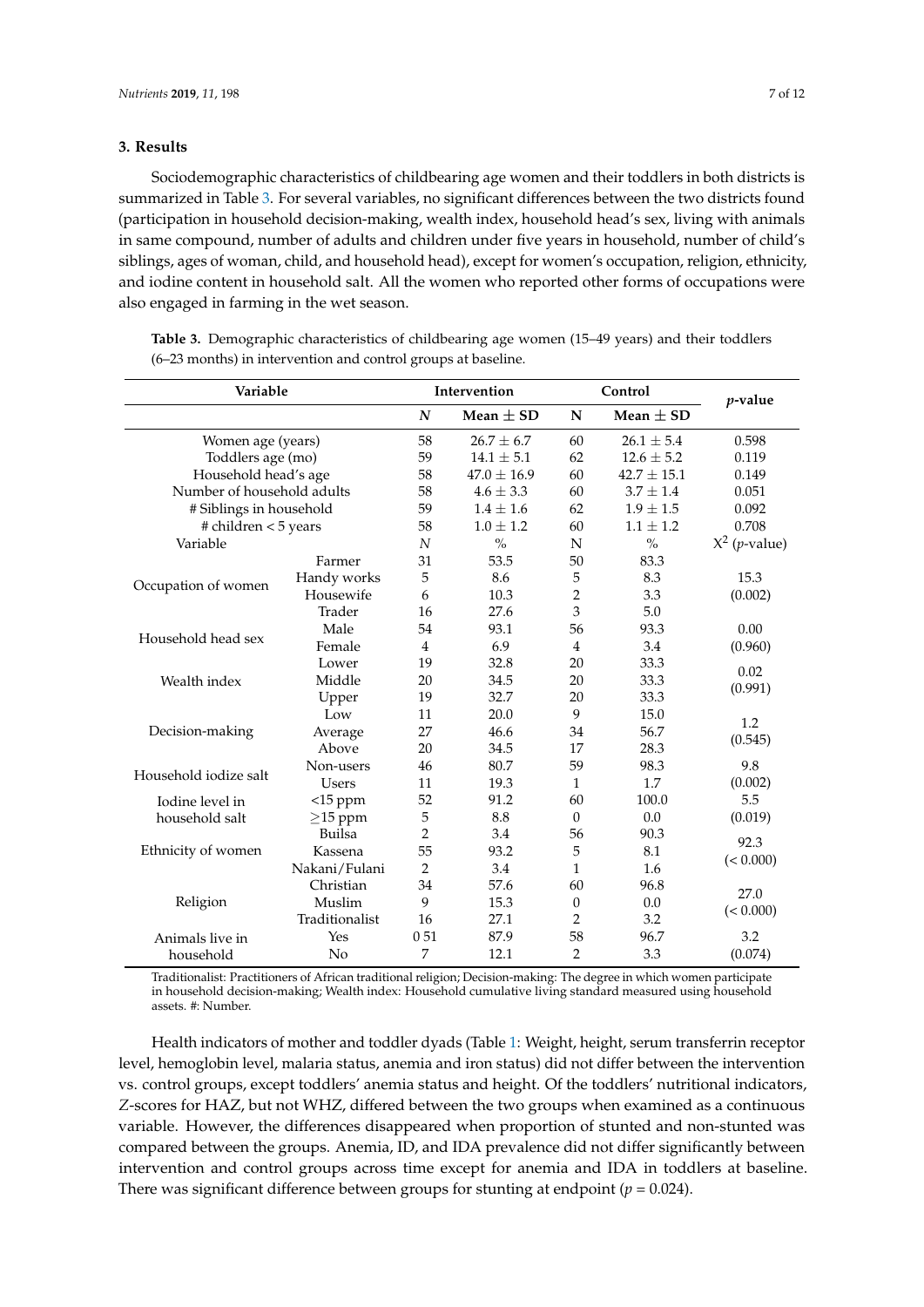## 3. Results

Sociodemographic characteristics of childbearing age women and their toddlers in both districts is summarized in Table 3. For several variables, no significant differences between the two districts found (participation in household decision-making, wealth index, household head's sex, living with animals in same compound, number of adults and children under five years in household, number of child's siblings, ages of woman, child, and household head), except for women's occupation, religion, ethnicity, and iodine content in household salt. All the women who reported other forms of occupations were also engaged in farming in the wet season.

**Table 3.** Demographic characteristics of childbearing age women (15–49 years) and their toddlers (6–23 months) in intervention and control groups at baseline.

| Variable | | Intervention | | Control | | *p*-value |
|---|---|---|---|---|---|---|
| | | *N* | Mean ± SD | N | Mean ± SD | |
| Women age (years) | | 58 | 26.7 ± 6.7 | 60 | 26.1 ± 5.4 | 0.598 |
| Toddlers age (mo) | | 59 | 14.1 ± 5.1 | 62 | 12.6 ± 5.2 | 0.119 |
| Household head's age | | 58 | 47.0 ± 16.9 | 60 | 42.7 ± 15.1 | 0.149 |
| Number of household adults | | 58 | 4.6 ± 3.3 | 60 | 3.7 ± 1.4 | 0.051 |
| # Siblings in household | | 59 | 1.4 ± 1.6 | 62 | 1.9 ± 1.5 | 0.092 |
| # children < 5 years | | 58 | 1.0 ± 1.2 | 60 | 1.1 ± 1.2 | 0.708 |
| Variable | | *N* | % | N | % | $X^2$ (*p*-value) |
| Occupation of women | Farmer | 31 | 53.5 | 50 | 83.3 | 15.3 (0.002) |
| | Handy works | 5 | 8.6 | 5 | 8.3 | |
| | Housewife | 6 | 10.3 | 2 | 3.3 | |
| | Trader | 16 | 27.6 | 3 | 5.0 | |
| Household head sex | Male | 54 | 93.1 | 56 | 93.3 | 0.00 (0.960) |
| | Female | 4 | 6.9 | 4 | 3.4 | |
| Wealth index | Lower | 19 | 32.8 | 20 | 33.3 | 0.02 (0.991) |
| | Middle | 20 | 34.5 | 20 | 33.3 | |
| | Upper | 19 | 32.7 | 20 | 33.3 | |
| Decision-making | Low | 11 | 20.0 | 9 | 15.0 | 1.2 (0.545) |
| | Average | 27 | 46.6 | 34 | 56.7 | |
| | Above | 20 | 34.5 | 17 | 28.3 | |
| Household iodize salt | Non-users | 46 | 80.7 | 59 | 98.3 | 9.8 (0.002) |
| | Users | 11 | 19.3 | 1 | 1.7 | |
| Iodine level in household salt | <15 ppm | 52 | 91.2 | 60 | 100.0 | 5.5 (0.019) |
| | ≥15 ppm | 5 | 8.8 | 0 | 0.0 | |
| Ethnicity of women | Builsa | 2 | 3.4 | 56 | 90.3 | 92.3 (< 0.000) |
| | Kassena | 55 | 93.2 | 5 | 8.1 | |
| | Nakani/Fulani | 2 | 3.4 | 1 | 1.6 | |
| Religion | Christian | 34 | 57.6 | 60 | 96.8 | 27.0 (< 0.000) |
| | Muslim | 9 | 15.3 | 0 | 0.0 | |
| | Traditionalist | 16 | 27.1 | 2 | 3.2 | |
| Animals live in household | Yes | 0 51 | 87.9 | 58 | 96.7 | 3.2 (0.074) |
| | No | 7 | 12.1 | 2 | 3.3 | |

Traditionalist: Practitioners of African traditional religion; Decision-making: The degree in which women participate in household decision-making; Wealth index: Household cumulative living standard measured using household assets. #: Number.

Health indicators of mother and toddler dyads (Table 1: Weight, height, serum transferrin receptor level, hemoglobin level, malaria status, anemia and iron status) did not differ between the intervention vs. control groups, except toddlers' anemia status and height. Of the toddlers' nutritional indicators, *Z*-scores for HAZ, but not WHZ, differed between the two groups when examined as a continuous variable. However, the differences disappeared when proportion of stunted and non-stunted was compared between the groups. Anemia, ID, and IDA prevalence did not differ significantly between intervention and control groups across time except for anemia and IDA in toddlers at baseline. There was significant difference between groups for stunting at endpoint ($p = 0.024$).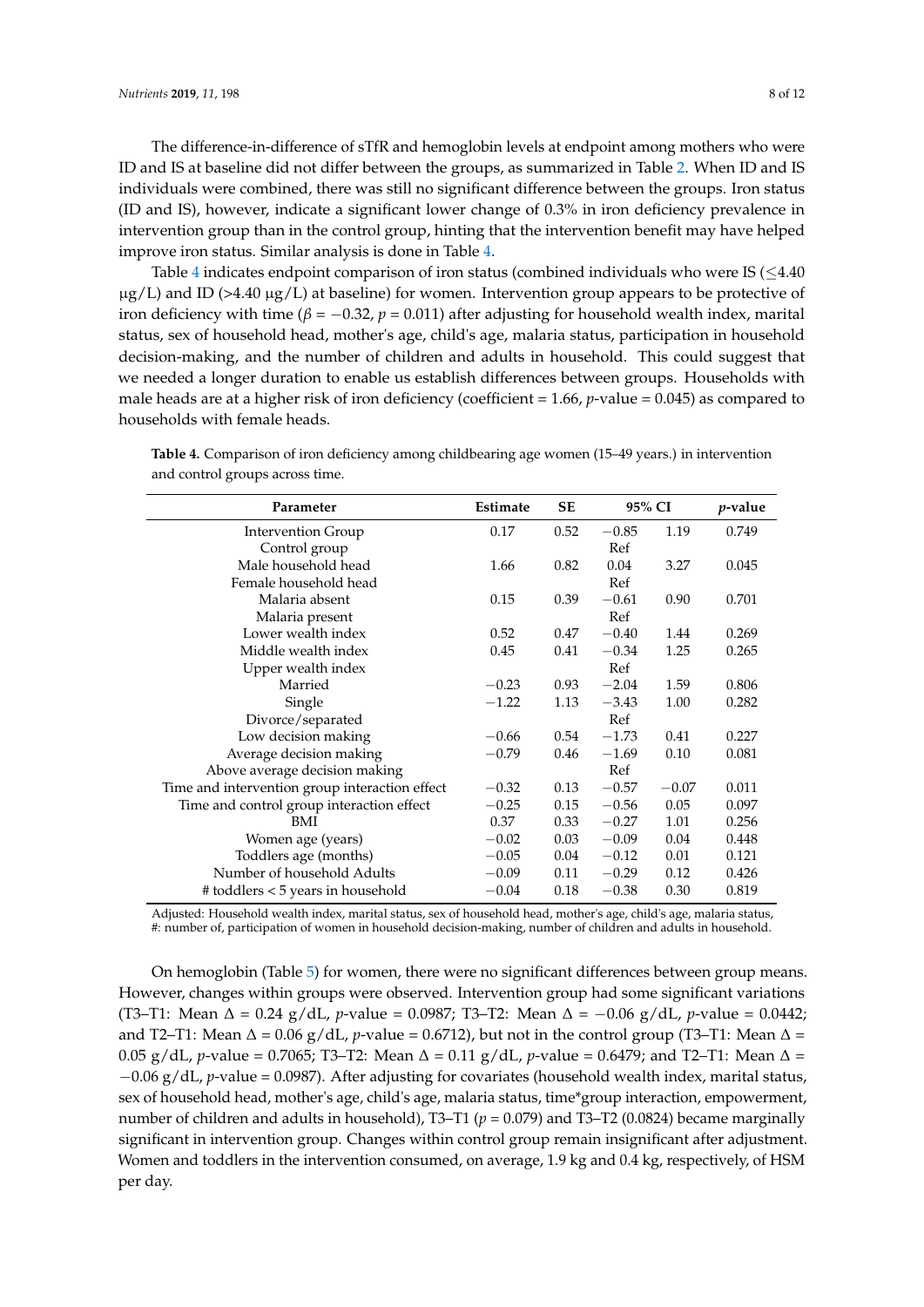The difference-in-difference of sTfR and hemoglobin levels at endpoint among mothers who were ID and IS at baseline did not differ between the groups, as summarized in Table 2. When ID and IS individuals were combined, there was still no significant difference between the groups. Iron status (ID and IS), however, indicate a significant lower change of 0.3% in iron deficiency prevalence in intervention group than in the control group, hinting that the intervention benefit may have helped improve iron status. Similar analysis is done in Table 4.

Table 4 indicates endpoint comparison of iron status (combined individuals who were IS ($\leq$4.40 μg/L) and ID (>4.40 μg/L) at baseline) for women. Intervention group appears to be protective of iron deficiency with time ($\beta = -0.32$, $p = 0.011$) after adjusting for household wealth index, marital status, sex of household head, mother's age, child's age, malaria status, participation in household decision-making, and the number of children and adults in household. This could suggest that we needed a longer duration to enable us establish differences between groups. Households with male heads are at a higher risk of iron deficiency (coefficient = 1.66, $p$-value = 0.045) as compared to households with female heads.

**Table 4.** Comparison of iron deficiency among childbearing age women (15–49 years.) in intervention and control groups across time.

| Parameter | Estimate | SE | 95% CI | | $p$-value |
|---|---|---|---|---|---|
| Intervention Group | 0.17 | 0.52 | −0.85 | 1.19 | 0.749 |
| Control group | | | Ref | | |
| Male household head | 1.66 | 0.82 | 0.04 | 3.27 | 0.045 |
| Female household head | | | Ref | | |
| Malaria absent | 0.15 | 0.39 | −0.61 | 0.90 | 0.701 |
| Malaria present | | | Ref | | |
| Lower wealth index | 0.52 | 0.47 | −0.40 | 1.44 | 0.269 |
| Middle wealth index | 0.45 | 0.41 | −0.34 | 1.25 | 0.265 |
| Upper wealth index | | | Ref | | |
| Married | −0.23 | 0.93 | −2.04 | 1.59 | 0.806 |
| Single | −1.22 | 1.13 | −3.43 | 1.00 | 0.282 |
| Divorce/separated | | | Ref | | |
| Low decision making | −0.66 | 0.54 | −1.73 | 0.41 | 0.227 |
| Average decision making | −0.79 | 0.46 | −1.69 | 0.10 | 0.081 |
| Above average decision making | | | Ref | | |
| Time and intervention group interaction effect | −0.32 | 0.13 | −0.57 | −0.07 | 0.011 |
| Time and control group interaction effect | −0.25 | 0.15 | −0.56 | 0.05 | 0.097 |
| BMI | 0.37 | 0.33 | −0.27 | 1.01 | 0.256 |
| Women age (years) | −0.02 | 0.03 | −0.09 | 0.04 | 0.448 |
| Toddlers age (months) | −0.05 | 0.04 | −0.12 | 0.01 | 0.121 |
| Number of household Adults | −0.09 | 0.11 | −0.29 | 0.12 | 0.426 |
| # toddlers < 5 years in household | −0.04 | 0.18 | −0.38 | 0.30 | 0.819 |

Adjusted: Household wealth index, marital status, sex of household head, mother's age, child's age, malaria status, #: number of, participation of women in household decision-making, number of children and adults in household.

On hemoglobin (Table 5) for women, there were no significant differences between group means. However, changes within groups were observed. Intervention group had some significant variations (T3–T1: Mean Δ = 0.24 g/dL, $p$-value = 0.0987; T3–T2: Mean Δ = −0.06 g/dL, $p$-value = 0.0442; and T2–T1: Mean Δ = 0.06 g/dL, $p$-value = 0.6712), but not in the control group (T3–T1: Mean Δ = 0.05 g/dL, $p$-value = 0.7065; T3–T2: Mean Δ = 0.11 g/dL, $p$-value = 0.6479; and T2–T1: Mean Δ = −0.06 g/dL, $p$-value = 0.0987). After adjusting for covariates (household wealth index, marital status, sex of household head, mother's age, child's age, malaria status, time*group interaction, empowerment, number of children and adults in household), T3–T1 ($p = 0.079$) and T3–T2 (0.0824) became marginally significant in intervention group. Changes within control group remain insignificant after adjustment. Women and toddlers in the intervention consumed, on average, 1.9 kg and 0.4 kg, respectively, of HSM per day.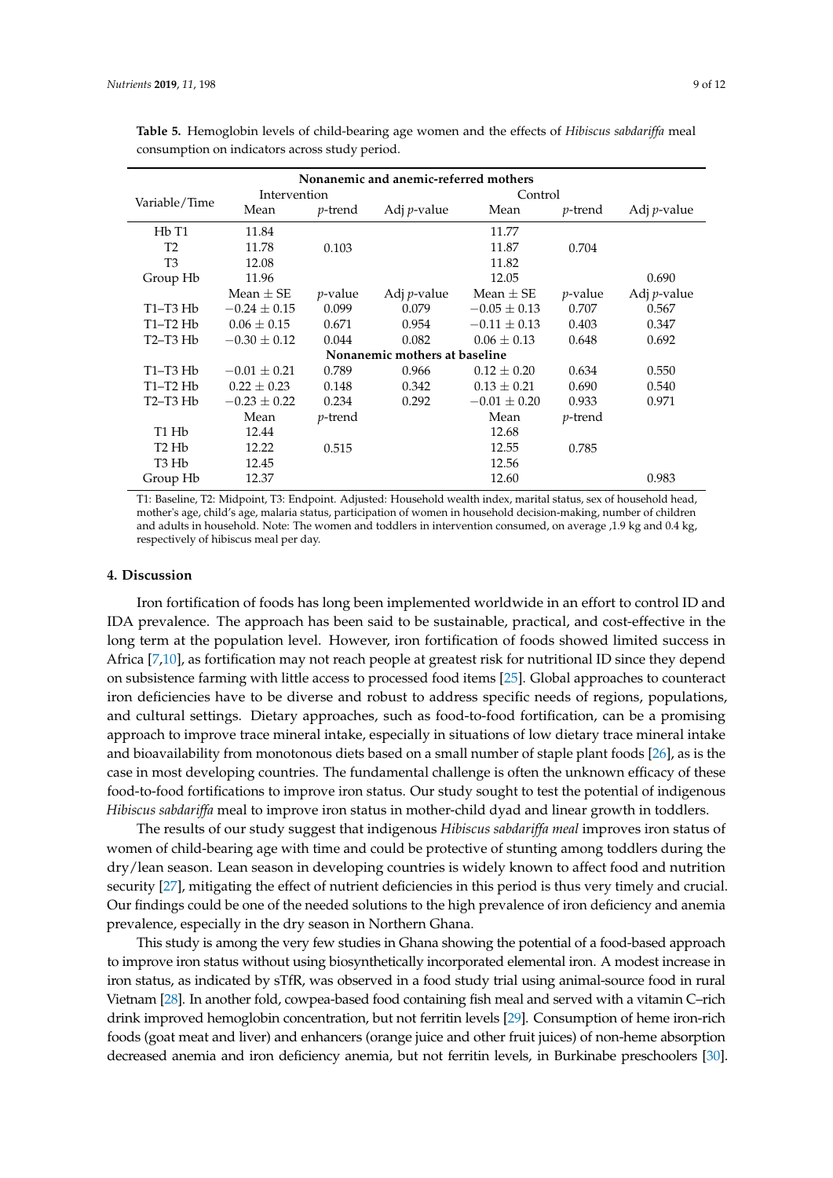**Table 5.** Hemoglobin levels of child-bearing age women and the effects of *Hibiscus sabdariffa* meal consumption on indicators across study period.

| Variable/Time | Intervention | | | Control | | |
|---|---|---|---|---|---|---|
| | **Nonanemic and anemic-referred mothers** | | | | | |
| | Mean | *p*-trend | Adj *p*-value | Mean | *p*-trend | Adj *p*-value |
| Hb T1 | 11.84 | | | 11.77 | | |
| T2 | 11.78 | 0.103 | | 11.87 | 0.704 | |
| T3 | 12.08 | | | 11.82 | | |
| Group Hb | 11.96 | | | 12.05 | | 0.690 |
| | Mean ± SE | *p*-value | Adj *p*-value | Mean ± SE | *p*-value | Adj *p*-value |
| T1–T3 Hb | −0.24 ± 0.15 | 0.099 | 0.079 | −0.05 ± 0.13 | 0.707 | 0.567 |
| T1–T2 Hb | 0.06 ± 0.15 | 0.671 | 0.954 | −0.11 ± 0.13 | 0.403 | 0.347 |
| T2–T3 Hb | −0.30 ± 0.12 | 0.044 | 0.082 | 0.06 ± 0.13 | 0.648 | 0.692 |
| | **Nonanemic mothers at baseline** | | | | | |
| T1–T3 Hb | −0.01 ± 0.21 | 0.789 | 0.966 | 0.12 ± 0.20 | 0.634 | 0.550 |
| T1–T2 Hb | 0.22 ± 0.23 | 0.148 | 0.342 | 0.13 ± 0.21 | 0.690 | 0.540 |
| T2–T3 Hb | −0.23 ± 0.22 | 0.234 | 0.292 | −0.01 ± 0.20 | 0.933 | 0.971 |
| | Mean | *p*-trend | | Mean | *p*-trend | |
| T1 Hb | 12.44 | | | 12.68 | | |
| T2 Hb | 12.22 | 0.515 | | 12.55 | 0.785 | |
| T3 Hb | 12.45 | | | 12.56 | | |
| Group Hb | 12.37 | | | 12.60 | | 0.983 |

T1: Baseline, T2: Midpoint, T3: Endpoint. Adjusted: Household wealth index, marital status, sex of household head, mother's age, child's age, malaria status, participation of women in household decision-making, number of children and adults in household. Note: The women and toddlers in intervention consumed, on average ,1.9 kg and 0.4 kg, respectively of hibiscus meal per day.

## 4. Discussion

Iron fortification of foods has long been implemented worldwide in an effort to control ID and IDA prevalence. The approach has been said to be sustainable, practical, and cost-effective in the long term at the population level. However, iron fortification of foods showed limited success in Africa [7,10], as fortification may not reach people at greatest risk for nutritional ID since they depend on subsistence farming with little access to processed food items [25]. Global approaches to counteract iron deficiencies have to be diverse and robust to address specific needs of regions, populations, and cultural settings. Dietary approaches, such as food-to-food fortification, can be a promising approach to improve trace mineral intake, especially in situations of low dietary trace mineral intake and bioavailability from monotonous diets based on a small number of staple plant foods [26], as is the case in most developing countries. The fundamental challenge is often the unknown efficacy of these food-to-food fortifications to improve iron status. Our study sought to test the potential of indigenous *Hibiscus sabdariffa* meal to improve iron status in mother-child dyad and linear growth in toddlers.

The results of our study suggest that indigenous *Hibiscus sabdariffa meal* improves iron status of women of child-bearing age with time and could be protective of stunting among toddlers during the dry/lean season. Lean season in developing countries is widely known to affect food and nutrition security [27], mitigating the effect of nutrient deficiencies in this period is thus very timely and crucial. Our findings could be one of the needed solutions to the high prevalence of iron deficiency and anemia prevalence, especially in the dry season in Northern Ghana.

This study is among the very few studies in Ghana showing the potential of a food-based approach to improve iron status without using biosynthetically incorporated elemental iron. A modest increase in iron status, as indicated by sTfR, was observed in a food study trial using animal-source food in rural Vietnam [28]. In another fold, cowpea-based food containing fish meal and served with a vitamin C–rich drink improved hemoglobin concentration, but not ferritin levels [29]. Consumption of heme iron-rich foods (goat meat and liver) and enhancers (orange juice and other fruit juices) of non-heme absorption decreased anemia and iron deficiency anemia, but not ferritin levels, in Burkinabe preschoolers [30].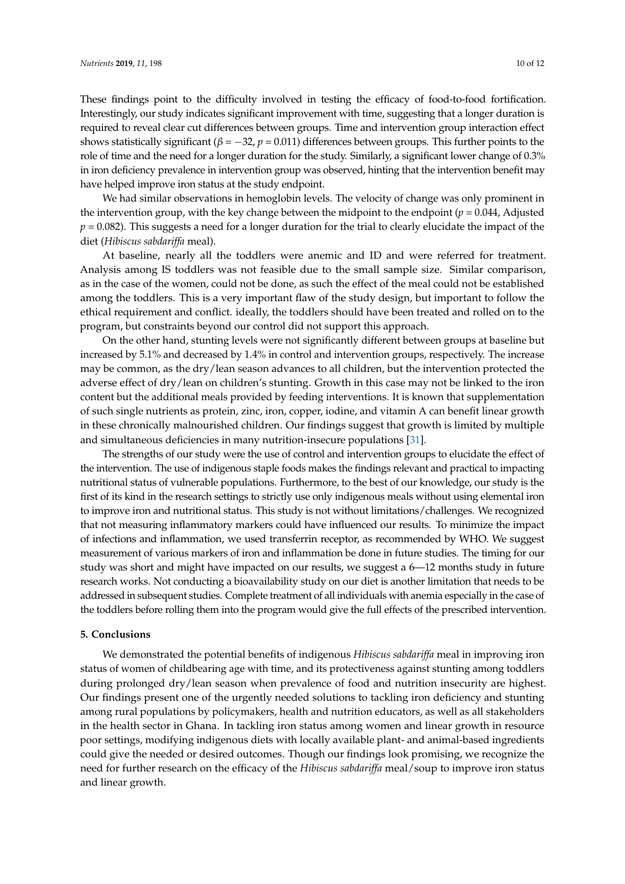These findings point to the difficulty involved in testing the efficacy of food-to-food fortification. Interestingly, our study indicates significant improvement with time, suggesting that a longer duration is required to reveal clear cut differences between groups. Time and intervention group interaction effect shows statistically significant ($\beta = -32$, $p = 0.011$) differences between groups. This further points to the role of time and the need for a longer duration for the study. Similarly, a significant lower change of 0.3% in iron deficiency prevalence in intervention group was observed, hinting that the intervention benefit may have helped improve iron status at the study endpoint.

We had similar observations in hemoglobin levels. The velocity of change was only prominent in the intervention group, with the key change between the midpoint to the endpoint ($p = 0.044$, Adjusted $p = 0.082$). This suggests a need for a longer duration for the trial to clearly elucidate the impact of the diet (*Hibiscus sabdariffa* meal).

At baseline, nearly all the toddlers were anemic and ID and were referred for treatment. Analysis among IS toddlers was not feasible due to the small sample size. Similar comparison, as in the case of the women, could not be done, as such the effect of the meal could not be established among the toddlers. This is a very important flaw of the study design, but important to follow the ethical requirement and conflict. ideally, the toddlers should have been treated and rolled on to the program, but constraints beyond our control did not support this approach.

On the other hand, stunting levels were not significantly different between groups at baseline but increased by 5.1% and decreased by 1.4% in control and intervention groups, respectively. The increase may be common, as the dry/lean season advances to all children, but the intervention protected the adverse effect of dry/lean on children's stunting. Growth in this case may not be linked to the iron content but the additional meals provided by feeding interventions. It is known that supplementation of such single nutrients as protein, zinc, iron, copper, iodine, and vitamin A can benefit linear growth in these chronically malnourished children. Our findings suggest that growth is limited by multiple and simultaneous deficiencies in many nutrition-insecure populations [31].

The strengths of our study were the use of control and intervention groups to elucidate the effect of the intervention. The use of indigenous staple foods makes the findings relevant and practical to impacting nutritional status of vulnerable populations. Furthermore, to the best of our knowledge, our study is the first of its kind in the research settings to strictly use only indigenous meals without using elemental iron to improve iron and nutritional status. This study is not without limitations/challenges. We recognized that not measuring inflammatory markers could have influenced our results. To minimize the impact of infections and inflammation, we used transferrin receptor, as recommended by WHO. We suggest measurement of various markers of iron and inflammation be done in future studies. The timing for our study was short and might have impacted on our results, we suggest a 6—12 months study in future research works. Not conducting a bioavailability study on our diet is another limitation that needs to be addressed in subsequent studies. Complete treatment of all individuals with anemia especially in the case of the toddlers before rolling them into the program would give the full effects of the prescribed intervention.

## 5. Conclusions

We demonstrated the potential benefits of indigenous *Hibiscus sabdariffa* meal in improving iron status of women of childbearing age with time, and its protectiveness against stunting among toddlers during prolonged dry/lean season when prevalence of food and nutrition insecurity are highest. Our findings present one of the urgently needed solutions to tackling iron deficiency and stunting among rural populations by policymakers, health and nutrition educators, as well as all stakeholders in the health sector in Ghana. In tackling iron status among women and linear growth in resource poor settings, modifying indigenous diets with locally available plant- and animal-based ingredients could give the needed or desired outcomes. Though our findings look promising, we recognize the need for further research on the efficacy of the *Hibiscus sabdariffa* meal/soup to improve iron status and linear growth.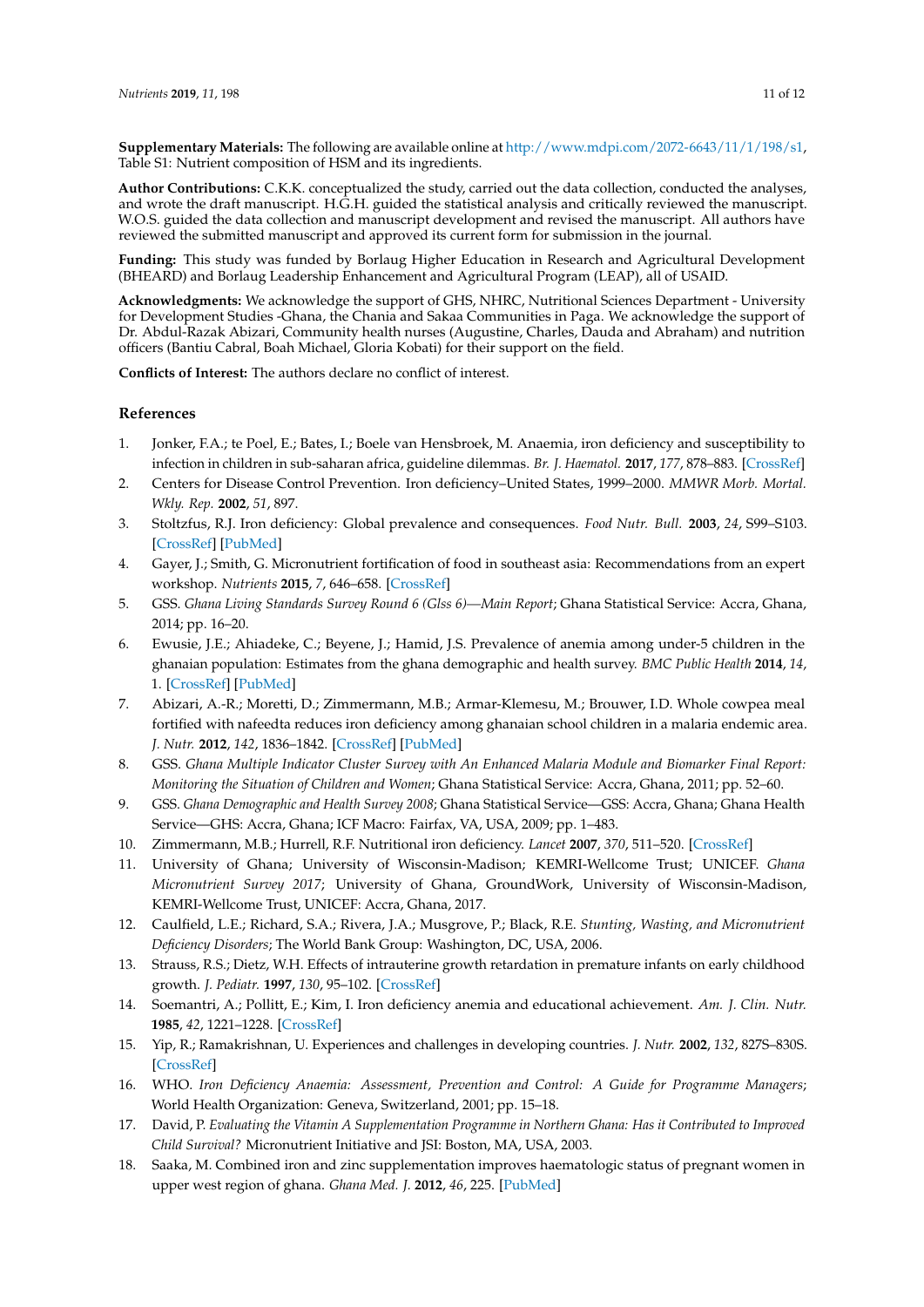**Supplementary Materials:** The following are available online at http://www.mdpi.com/2072-6643/11/1/198/s1, Table S1: Nutrient composition of HSM and its ingredients.

**Author Contributions:** C.K.K. conceptualized the study, carried out the data collection, conducted the analyses, and wrote the draft manuscript. H.G.H. guided the statistical analysis and critically reviewed the manuscript. W.O.S. guided the data collection and manuscript development and revised the manuscript. All authors have reviewed the submitted manuscript and approved its current form for submission in the journal.

**Funding:** This study was funded by Borlaug Higher Education in Research and Agricultural Development (BHEARD) and Borlaug Leadership Enhancement and Agricultural Program (LEAP), all of USAID.

**Acknowledgments:** We acknowledge the support of GHS, NHRC, Nutritional Sciences Department - University for Development Studies -Ghana, the Chania and Sakaa Communities in Paga. We acknowledge the support of Dr. Abdul-Razak Abizari, Community health nurses (Augustine, Charles, Dauda and Abraham) and nutrition officers (Bantiu Cabral, Boah Michael, Gloria Kobati) for their support on the field.

**Conflicts of Interest:** The authors declare no conflict of interest.

## References

1. Jonker, F.A.; te Poel, E.; Bates, I.; Boele van Hensbroek, M. Anaemia, iron deficiency and susceptibility to infection in children in sub-saharan africa, guideline dilemmas. *Br. J. Haematol.* **2017**, *177*, 878–883. [CrossRef]
2. Centers for Disease Control Prevention. Iron deficiency–United States, 1999–2000. *MMWR Morb. Mortal. Wkly. Rep.* **2002**, *51*, 897.
3. Stoltzfus, R.J. Iron deficiency: Global prevalence and consequences. *Food Nutr. Bull.* **2003**, *24*, S99–S103. [CrossRef] [PubMed]
4. Gayer, J.; Smith, G. Micronutrient fortification of food in southeast asia: Recommendations from an expert workshop. *Nutrients* **2015**, *7*, 646–658. [CrossRef]
5. GSS. *Ghana Living Standards Survey Round 6 (Glss 6)—Main Report*; Ghana Statistical Service: Accra, Ghana, 2014; pp. 16–20.
6. Ewusie, J.E.; Ahiadeke, C.; Beyene, J.; Hamid, J.S. Prevalence of anemia among under-5 children in the ghanaian population: Estimates from the ghana demographic and health survey. *BMC Public Health* **2014**, *14*, 1. [CrossRef] [PubMed]
7. Abizari, A.-R.; Moretti, D.; Zimmermann, M.B.; Armar-Klemesu, M.; Brouwer, I.D. Whole cowpea meal fortified with nafeedta reduces iron deficiency among ghanaian school children in a malaria endemic area. *J. Nutr.* **2012**, *142*, 1836–1842. [CrossRef] [PubMed]
8. GSS. *Ghana Multiple Indicator Cluster Survey with An Enhanced Malaria Module and Biomarker Final Report: Monitoring the Situation of Children and Women*; Ghana Statistical Service: Accra, Ghana, 2011; pp. 52–60.
9. GSS. *Ghana Demographic and Health Survey 2008*; Ghana Statistical Service—GSS: Accra, Ghana; Ghana Health Service—GHS: Accra, Ghana; ICF Macro: Fairfax, VA, USA, 2009; pp. 1–483.
10. Zimmermann, M.B.; Hurrell, R.F. Nutritional iron deficiency. *Lancet* **2007**, *370*, 511–520. [CrossRef]
11. University of Ghana; University of Wisconsin-Madison; KEMRI-Wellcome Trust; UNICEF. *Ghana Micronutrient Survey 2017*; University of Ghana, GroundWork, University of Wisconsin-Madison, KEMRI-Wellcome Trust, UNICEF: Accra, Ghana, 2017.
12. Caulfield, L.E.; Richard, S.A.; Rivera, J.A.; Musgrove, P.; Black, R.E. *Stunting, Wasting, and Micronutrient Deficiency Disorders*; The World Bank Group: Washington, DC, USA, 2006.
13. Strauss, R.S.; Dietz, W.H. Effects of intrauterine growth retardation in premature infants on early childhood growth. *J. Pediatr.* **1997**, *130*, 95–102. [CrossRef]
14. Soemantri, A.; Pollitt, E.; Kim, I. Iron deficiency anemia and educational achievement. *Am. J. Clin. Nutr.* **1985**, *42*, 1221–1228. [CrossRef]
15. Yip, R.; Ramakrishnan, U. Experiences and challenges in developing countries. *J. Nutr.* **2002**, *132*, 827S–830S. [CrossRef]
16. WHO. *Iron Deficiency Anaemia: Assessment, Prevention and Control: A Guide for Programme Managers*; World Health Organization: Geneva, Switzerland, 2001; pp. 15–18.
17. David, P. *Evaluating the Vitamin A Supplementation Programme in Northern Ghana: Has it Contributed to Improved Child Survival?* Micronutrient Initiative and JSI: Boston, MA, USA, 2003.
18. Saaka, M. Combined iron and zinc supplementation improves haematologic status of pregnant women in upper west region of ghana. *Ghana Med. J.* **2012**, *46*, 225. [PubMed]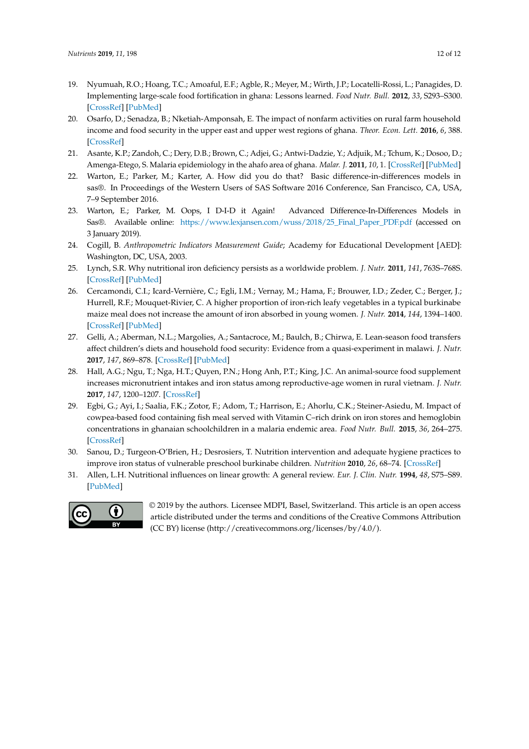19. Nyumuah, R.O.; Hoang, T.C.; Amoaful, E.F.; Agble, R.; Meyer, M.; Wirth, J.P.; Locatelli-Rossi, L.; Panagides, D. Implementing large-scale food fortification in ghana: Lessons learned. *Food Nutr. Bull.* **2012**, *33*, S293–S300. [CrossRef] [PubMed]
20. Osarfo, D.; Senadza, B.; Nketiah-Amponsah, E. The impact of nonfarm activities on rural farm household income and food security in the upper east and upper west regions of ghana. *Theor. Econ. Lett.* **2016**, *6*, 388. [CrossRef]
21. Asante, K.P.; Zandoh, C.; Dery, D.B.; Brown, C.; Adjei, G.; Antwi-Dadzie, Y.; Adjuik, M.; Tchum, K.; Dosoo, D.; Amenga-Etego, S. Malaria epidemiology in the ahafo area of ghana. *Malar. J.* **2011**, *10*, 1. [CrossRef] [PubMed]
22. Warton, E.; Parker, M.; Karter, A. How did you do that? Basic difference-in-differences models in sas®. In Proceedings of the Western Users of SAS Software 2016 Conference, San Francisco, CA, USA, 7–9 September 2016.
23. Warton, E.; Parker, M. Oops, I D-I-D it Again! Advanced Difference-In-Differences Models in Sas®. Available online: https://www.lexjansen.com/wuss/2018/25_Final_Paper_PDF.pdf (accessed on 3 January 2019).
24. Cogill, B. *Anthropometric Indicators Measurement Guide*; Academy for Educational Development [AED]: Washington, DC, USA, 2003.
25. Lynch, S.R. Why nutritional iron deficiency persists as a worldwide problem. *J. Nutr.* **2011**, *141*, 763S–768S. [CrossRef] [PubMed]
26. Cercamondi, C.I.; Icard-Vernière, C.; Egli, I.M.; Vernay, M.; Hama, F.; Brouwer, I.D.; Zeder, C.; Berger, J.; Hurrell, R.F.; Mouquet-Rivier, C. A higher proportion of iron-rich leafy vegetables in a typical burkinabe maize meal does not increase the amount of iron absorbed in young women. *J. Nutr.* **2014**, *144*, 1394–1400. [CrossRef] [PubMed]
27. Gelli, A.; Aberman, N.L.; Margolies, A.; Santacroce, M.; Baulch, B.; Chirwa, E. Lean-season food transfers affect children's diets and household food security: Evidence from a quasi-experiment in malawi. *J. Nutr.* **2017**, *147*, 869–878. [CrossRef] [PubMed]
28. Hall, A.G.; Ngu, T.; Nga, H.T.; Quyen, P.N.; Hong Anh, P.T.; King, J.C. An animal-source food supplement increases micronutrient intakes and iron status among reproductive-age women in rural vietnam. *J. Nutr.* **2017**, *147*, 1200–1207. [CrossRef]
29. Egbi, G.; Ayi, I.; Saalia, F.K.; Zotor, F.; Adom, T.; Harrison, E.; Ahorlu, C.K.; Steiner-Asiedu, M. Impact of cowpea-based food containing fish meal served with Vitamin C–rich drink on iron stores and hemoglobin concentrations in ghanaian schoolchildren in a malaria endemic area. *Food Nutr. Bull.* **2015**, *36*, 264–275. [CrossRef]
30. Sanou, D.; Turgeon-O'Brien, H.; Desrosiers, T. Nutrition intervention and adequate hygiene practices to improve iron status of vulnerable preschool burkinabe children. *Nutrition* **2010**, *26*, 68–74. [CrossRef]
31. Allen, L.H. Nutritional influences on linear growth: A general review. *Eur. J. Clin. Nutr.* **1994**, *48*, S75–S89. [PubMed]

© 2019 by the authors. Licensee MDPI, Basel, Switzerland. This article is an open access article distributed under the terms and conditions of the Creative Commons Attribution (CC BY) license (http://creativecommons.org/licenses/by/4.0/).